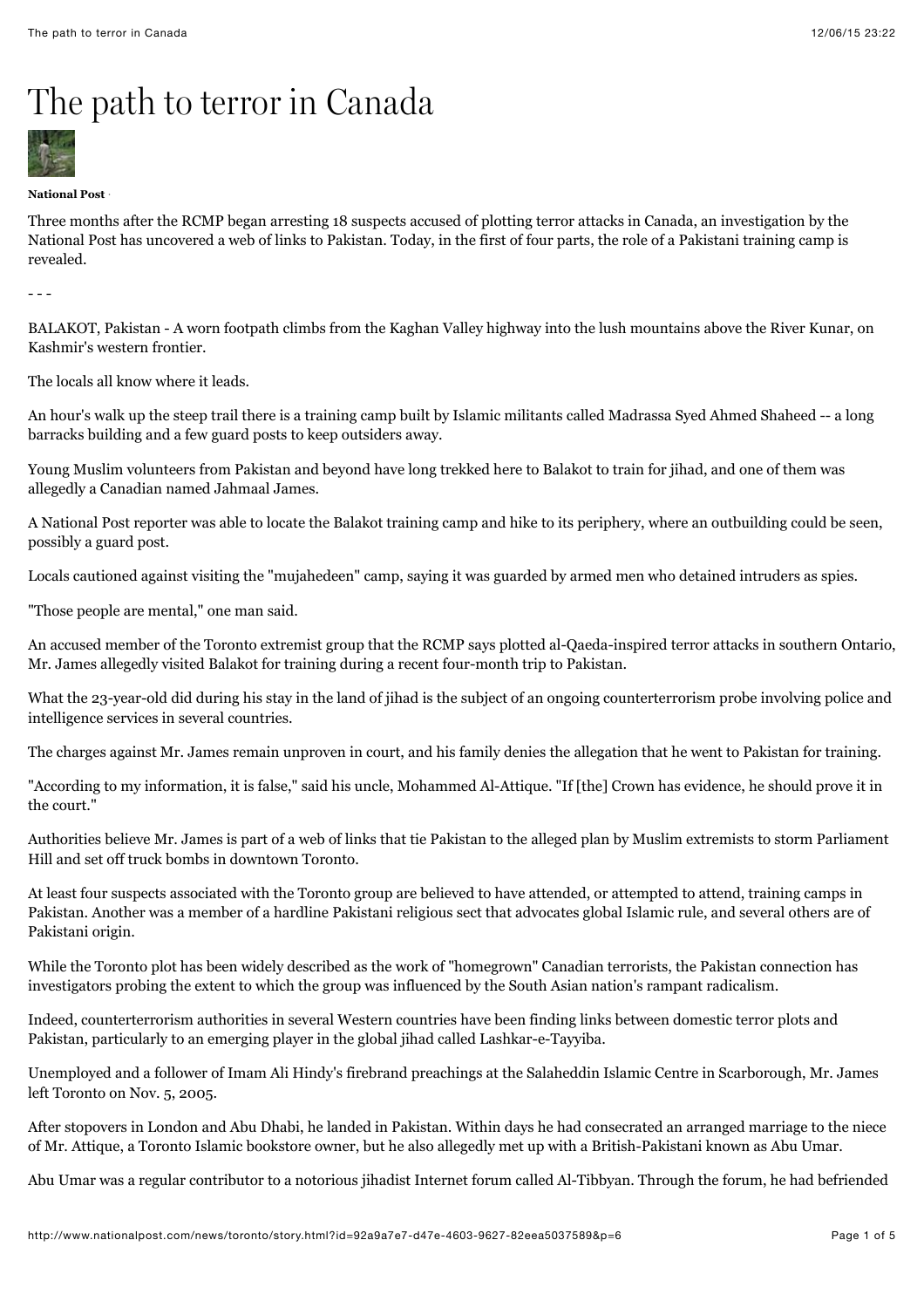# The path to terror in Canada

**National Post**

Three months after the RCMP began arresting 18 suspects accused of plotting terror attacks in Canada, an investigation by the National Post has uncovered a web of links to Pakistan. Today, in the first of four parts, the role of a Pakistani training camp is revealed.

- - -

BALAKOT, Pakistan - A worn footpath climbs from the Kaghan Valley highway into the lush mountains above the River Kunar, on Kashmir's western frontier.

The locals all know where it leads.

An hour's walk up the steep trail there is a training camp built by Islamic militants called Madrassa Syed Ahmed Shaheed -- a long barracks building and a few guard posts to keep outsiders away.

Young Muslim volunteers from Pakistan and beyond have long trekked here to Balakot to train for jihad, and one of them was allegedly a Canadian named Jahmaal James.

A National Post reporter was able to locate the Balakot training camp and hike to its periphery, where an outbuilding could be seen, possibly a guard post.

Locals cautioned against visiting the "mujahedeen" camp, saying it was guarded by armed men who detained intruders as spies.

"Those people are mental," one man said.

An accused member of the Toronto extremist group that the RCMP says plotted al-Qaeda-inspired terror attacks in southern Ontario, Mr. James allegedly visited Balakot for training during a recent four-month trip to Pakistan.

What the 23-year-old did during his stay in the land of jihad is the subject of an ongoing counterterrorism probe involving police and intelligence services in several countries.

The charges against Mr. James remain unproven in court, and his family denies the allegation that he went to Pakistan for training.

"According to my information, it is false," said his uncle, Mohammed Al-Attique. "If [the] Crown has evidence, he should prove it in the court."

Authorities believe Mr. James is part of a web of links that tie Pakistan to the alleged plan by Muslim extremists to storm Parliament Hill and set off truck bombs in downtown Toronto.

At least four suspects associated with the Toronto group are believed to have attended, or attempted to attend, training camps in Pakistan. Another was a member of a hardline Pakistani religious sect that advocates global Islamic rule, and several others are of Pakistani origin.

While the Toronto plot has been widely described as the work of "homegrown" Canadian terrorists, the Pakistan connection has investigators probing the extent to which the group was influenced by the South Asian nation's rampant radicalism.

Indeed, counterterrorism authorities in several Western countries have been finding links between domestic terror plots and Pakistan, particularly to an emerging player in the global jihad called Lashkar-e-Tayyiba.

Unemployed and a follower of Imam Ali Hindy's firebrand preachings at the Salaheddin Islamic Centre in Scarborough, Mr. James left Toronto on Nov. 5, 2005.

After stopovers in London and Abu Dhabi, he landed in Pakistan. Within days he had consecrated an arranged marriage to the niece of Mr. Attique, a Toronto Islamic bookstore owner, but he also allegedly met up with a British-Pakistani known as Abu Umar.

Abu Umar was a regular contributor to a notorious jihadist Internet forum called Al-Tibbyan. Through the forum, he had befriended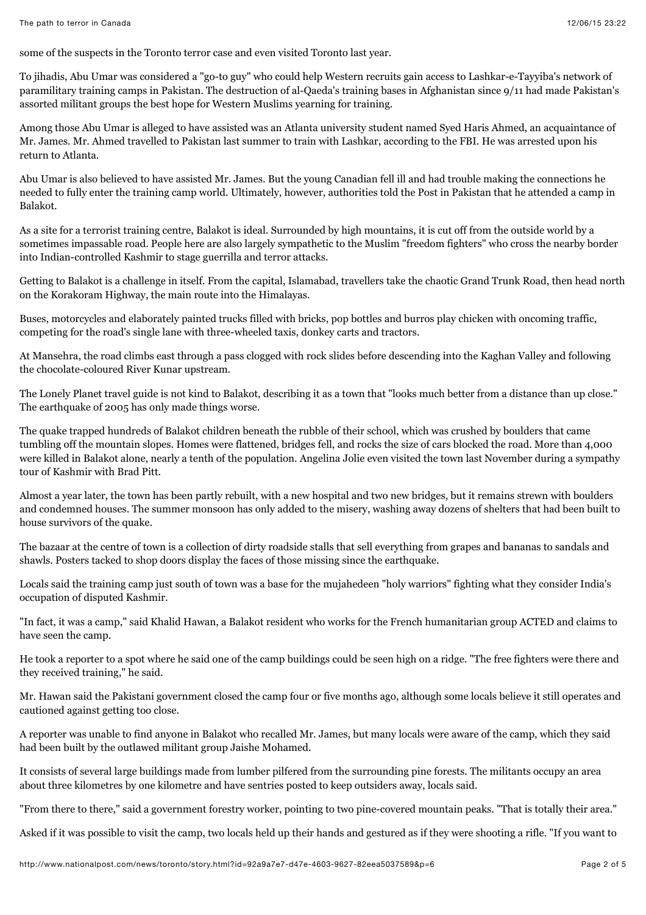some of the suspects in the Toronto terror case and even visited Toronto last year.

To jihadis, Abu Umar was considered a "go-to guy" who could help Western recruits gain access to Lashkar-e-Tayyiba's network of paramilitary training camps in Pakistan. The destruction of al-Qaeda's training bases in Afghanistan since 9/11 had made Pakistan's assorted militant groups the best hope for Western Muslims yearning for training.

Among those Abu Umar is alleged to have assisted was an Atlanta university student named Syed Haris Ahmed, an acquaintance of Mr. James. Mr. Ahmed travelled to Pakistan last summer to train with Lashkar, according to the FBI. He was arrested upon his return to Atlanta.

Abu Umar is also believed to have assisted Mr. James. But the young Canadian fell ill and had trouble making the connections he needed to fully enter the training camp world. Ultimately, however, authorities told the Post in Pakistan that he attended a camp in Balakot.

As a site for a terrorist training centre, Balakot is ideal. Surrounded by high mountains, it is cut off from the outside world by a sometimes impassable road. People here are also largely sympathetic to the Muslim "freedom fighters" who cross the nearby border into Indian-controlled Kashmir to stage guerrilla and terror attacks.

Getting to Balakot is a challenge in itself. From the capital, Islamabad, travellers take the chaotic Grand Trunk Road, then head north on the Korakoram Highway, the main route into the Himalayas.

Buses, motorcycles and elaborately painted trucks filled with bricks, pop bottles and burros play chicken with oncoming traffic, competing for the road's single lane with three-wheeled taxis, donkey carts and tractors.

At Mansehra, the road climbs east through a pass clogged with rock slides before descending into the Kaghan Valley and following the chocolate-coloured River Kunar upstream.

The Lonely Planet travel guide is not kind to Balakot, describing it as a town that "looks much better from a distance than up close." The earthquake of 2005 has only made things worse.

The quake trapped hundreds of Balakot children beneath the rubble of their school, which was crushed by boulders that came tumbling off the mountain slopes. Homes were flattened, bridges fell, and rocks the size of cars blocked the road. More than 4,000 were killed in Balakot alone, nearly a tenth of the population. Angelina Jolie even visited the town last November during a sympathy tour of Kashmir with Brad Pitt.

Almost a year later, the town has been partly rebuilt, with a new hospital and two new bridges, but it remains strewn with boulders and condemned houses. The summer monsoon has only added to the misery, washing away dozens of shelters that had been built to house survivors of the quake.

The bazaar at the centre of town is a collection of dirty roadside stalls that sell everything from grapes and bananas to sandals and shawls. Posters tacked to shop doors display the faces of those missing since the earthquake.

Locals said the training camp just south of town was a base for the mujahedeen "holy warriors" fighting what they consider India's occupation of disputed Kashmir.

"In fact, it was a camp," said Khalid Hawan, a Balakot resident who works for the French humanitarian group ACTED and claims to have seen the camp.

He took a reporter to a spot where he said one of the camp buildings could be seen high on a ridge. "The free fighters were there and they received training," he said.

Mr. Hawan said the Pakistani government closed the camp four or five months ago, although some locals believe it still operates and cautioned against getting too close.

A reporter was unable to find anyone in Balakot who recalled Mr. James, but many locals were aware of the camp, which they said had been built by the outlawed militant group Jaishe Mohamed.

It consists of several large buildings made from lumber pilfered from the surrounding pine forests. The militants occupy an area about three kilometres by one kilometre and have sentries posted to keep outsiders away, locals said.

"From there to there," said a government forestry worker, pointing to two pine-covered mountain peaks. "That is totally their area."

Asked if it was possible to visit the camp, two locals held up their hands and gestured as if they were shooting a rifle. "If you want to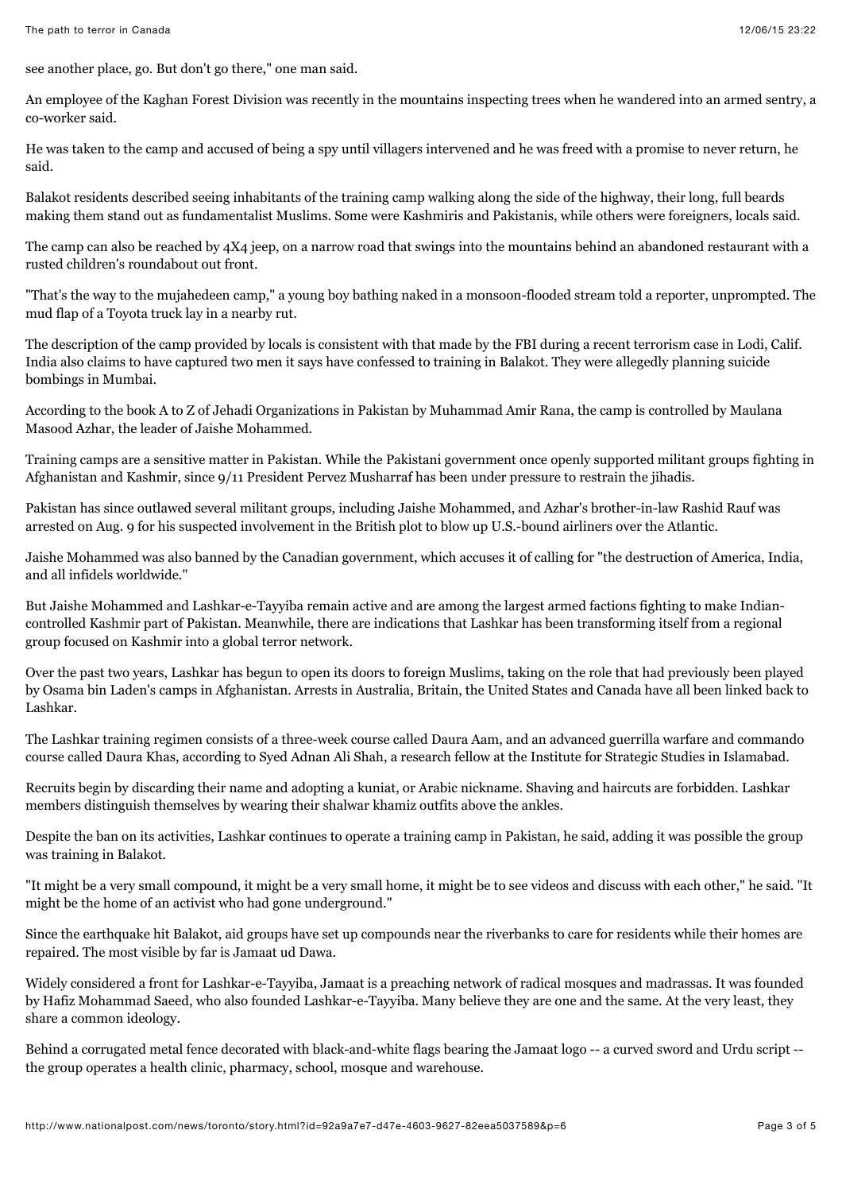see another place, go. But don't go there," one man said.

An employee of the Kaghan Forest Division was recently in the mountains inspecting trees when he wandered into an armed sentry, a co-worker said.

He was taken to the camp and accused of being a spy until villagers intervened and he was freed with a promise to never return, he said.

Balakot residents described seeing inhabitants of the training camp walking along the side of the highway, their long, full beards making them stand out as fundamentalist Muslims. Some were Kashmiris and Pakistanis, while others were foreigners, locals said.

The camp can also be reached by 4X4 jeep, on a narrow road that swings into the mountains behind an abandoned restaurant with a rusted children's roundabout out front.

"That's the way to the mujahedeen camp," a young boy bathing naked in a monsoon-flooded stream told a reporter, unprompted. The mud flap of a Toyota truck lay in a nearby rut.

The description of the camp provided by locals is consistent with that made by the FBI during a recent terrorism case in Lodi, Calif. India also claims to have captured two men it says have confessed to training in Balakot. They were allegedly planning suicide bombings in Mumbai.

According to the book A to Z of Jehadi Organizations in Pakistan by Muhammad Amir Rana, the camp is controlled by Maulana Masood Azhar, the leader of Jaishe Mohammed.

Training camps are a sensitive matter in Pakistan. While the Pakistani government once openly supported militant groups fighting in Afghanistan and Kashmir, since 9/11 President Pervez Musharraf has been under pressure to restrain the jihadis.

Pakistan has since outlawed several militant groups, including Jaishe Mohammed, and Azhar's brother-in-law Rashid Rauf was arrested on Aug. 9 for his suspected involvement in the British plot to blow up U.S.-bound airliners over the Atlantic.

Jaishe Mohammed was also banned by the Canadian government, which accuses it of calling for "the destruction of America, India, and all infidels worldwide."

But Jaishe Mohammed and Lashkar-e-Tayyiba remain active and are among the largest armed factions fighting to make Indian-controlled Kashmir part of Pakistan. Meanwhile, there are indications that Lashkar has been transforming itself from a regional group focused on Kashmir into a global terror network.

Over the past two years, Lashkar has begun to open its doors to foreign Muslims, taking on the role that had previously been played by Osama bin Laden's camps in Afghanistan. Arrests in Australia, Britain, the United States and Canada have all been linked back to Lashkar.

The Lashkar training regimen consists of a three-week course called Daura Aam, and an advanced guerrilla warfare and commando course called Daura Khas, according to Syed Adnan Ali Shah, a research fellow at the Institute for Strategic Studies in Islamabad.

Recruits begin by discarding their name and adopting a kuniat, or Arabic nickname. Shaving and haircuts are forbidden. Lashkar members distinguish themselves by wearing their shalwar khamiz outfits above the ankles.

Despite the ban on its activities, Lashkar continues to operate a training camp in Pakistan, he said, adding it was possible the group was training in Balakot.

"It might be a very small compound, it might be a very small home, it might be to see videos and discuss with each other," he said. "It might be the home of an activist who had gone underground."

Since the earthquake hit Balakot, aid groups have set up compounds near the riverbanks to care for residents while their homes are repaired. The most visible by far is Jamaat ud Dawa.

Widely considered a front for Lashkar-e-Tayyiba, Jamaat is a preaching network of radical mosques and madrassas. It was founded by Hafiz Mohammad Saeed, who also founded Lashkar-e-Tayyiba. Many believe they are one and the same. At the very least, they share a common ideology.

Behind a corrugated metal fence decorated with black-and-white flags bearing the Jamaat logo -- a curved sword and Urdu script -- the group operates a health clinic, pharmacy, school, mosque and warehouse.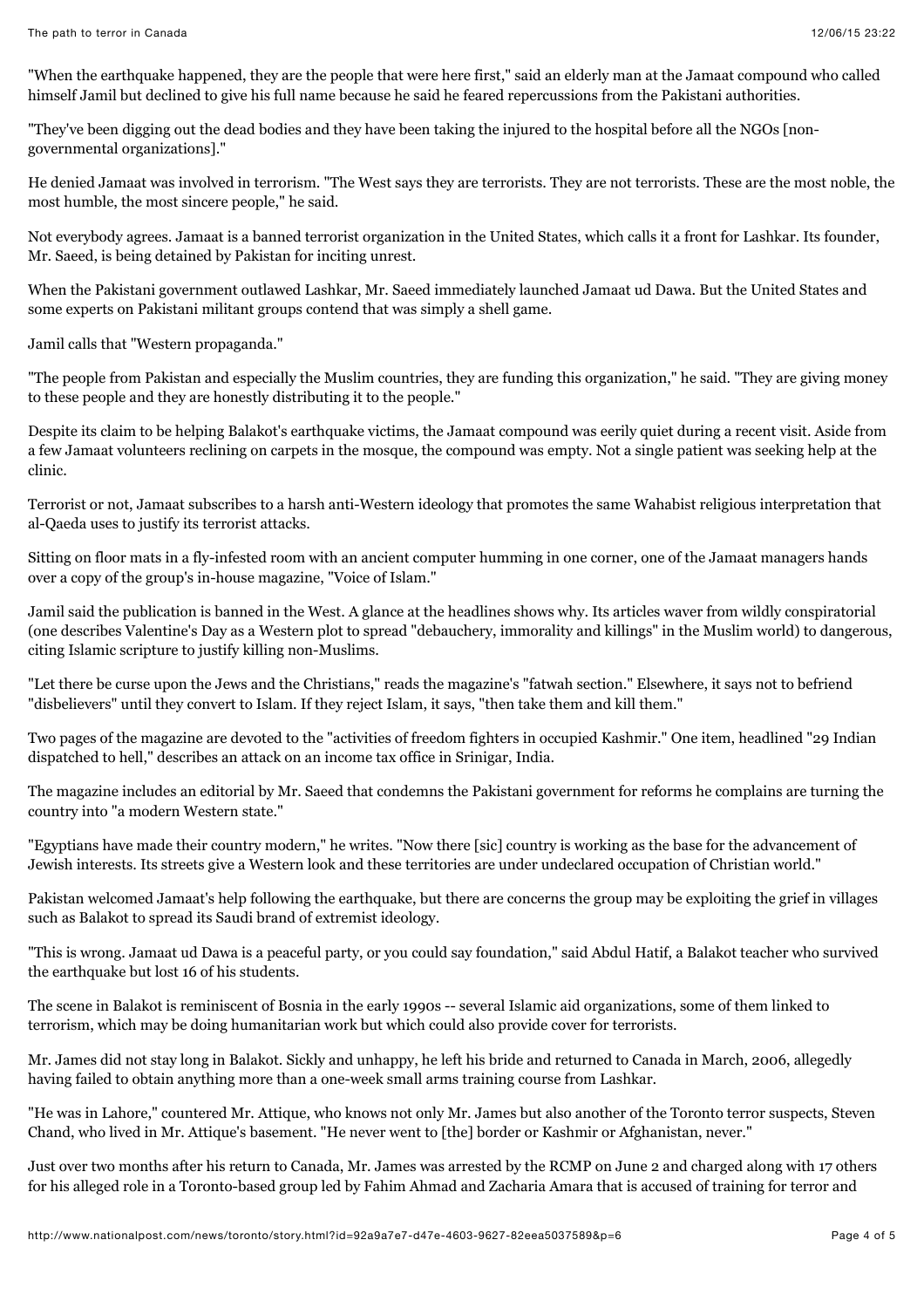"When the earthquake happened, they are the people that were here first," said an elderly man at the Jamaat compound who called himself Jamil but declined to give his full name because he said he feared repercussions from the Pakistani authorities.

"They've been digging out the dead bodies and they have been taking the injured to the hospital before all the NGOs [non-governmental organizations]."

He denied Jamaat was involved in terrorism. "The West says they are terrorists. They are not terrorists. These are the most noble, the most humble, the most sincere people," he said.

Not everybody agrees. Jamaat is a banned terrorist organization in the United States, which calls it a front for Lashkar. Its founder, Mr. Saeed, is being detained by Pakistan for inciting unrest.

When the Pakistani government outlawed Lashkar, Mr. Saeed immediately launched Jamaat ud Dawa. But the United States and some experts on Pakistani militant groups contend that was simply a shell game.

Jamil calls that "Western propaganda."

"The people from Pakistan and especially the Muslim countries, they are funding this organization," he said. "They are giving money to these people and they are honestly distributing it to the people."

Despite its claim to be helping Balakot's earthquake victims, the Jamaat compound was eerily quiet during a recent visit. Aside from a few Jamaat volunteers reclining on carpets in the mosque, the compound was empty. Not a single patient was seeking help at the clinic.

Terrorist or not, Jamaat subscribes to a harsh anti-Western ideology that promotes the same Wahabist religious interpretation that al-Qaeda uses to justify its terrorist attacks.

Sitting on floor mats in a fly-infested room with an ancient computer humming in one corner, one of the Jamaat managers hands over a copy of the group's in-house magazine, "Voice of Islam."

Jamil said the publication is banned in the West. A glance at the headlines shows why. Its articles waver from wildly conspiratorial (one describes Valentine's Day as a Western plot to spread "debauchery, immorality and killings" in the Muslim world) to dangerous, citing Islamic scripture to justify killing non-Muslims.

"Let there be curse upon the Jews and the Christians," reads the magazine's "fatwah section." Elsewhere, it says not to befriend "disbelievers" until they convert to Islam. If they reject Islam, it says, "then take them and kill them."

Two pages of the magazine are devoted to the "activities of freedom fighters in occupied Kashmir." One item, headlined "29 Indian dispatched to hell," describes an attack on an income tax office in Srinigar, India.

The magazine includes an editorial by Mr. Saeed that condemns the Pakistani government for reforms he complains are turning the country into "a modern Western state."

"Egyptians have made their country modern," he writes. "Now there [sic] country is working as the base for the advancement of Jewish interests. Its streets give a Western look and these territories are under undeclared occupation of Christian world."

Pakistan welcomed Jamaat's help following the earthquake, but there are concerns the group may be exploiting the grief in villages such as Balakot to spread its Saudi brand of extremist ideology.

"This is wrong. Jamaat ud Dawa is a peaceful party, or you could say foundation," said Abdul Hatif, a Balakot teacher who survived the earthquake but lost 16 of his students.

The scene in Balakot is reminiscent of Bosnia in the early 1990s -- several Islamic aid organizations, some of them linked to terrorism, which may be doing humanitarian work but which could also provide cover for terrorists.

Mr. James did not stay long in Balakot. Sickly and unhappy, he left his bride and returned to Canada in March, 2006, allegedly having failed to obtain anything more than a one-week small arms training course from Lashkar.

"He was in Lahore," countered Mr. Attique, who knows not only Mr. James but also another of the Toronto terror suspects, Steven Chand, who lived in Mr. Attique's basement. "He never went to [the] border or Kashmir or Afghanistan, never."

Just over two months after his return to Canada, Mr. James was arrested by the RCMP on June 2 and charged along with 17 others for his alleged role in a Toronto-based group led by Fahim Ahmad and Zacharia Amara that is accused of training for terror and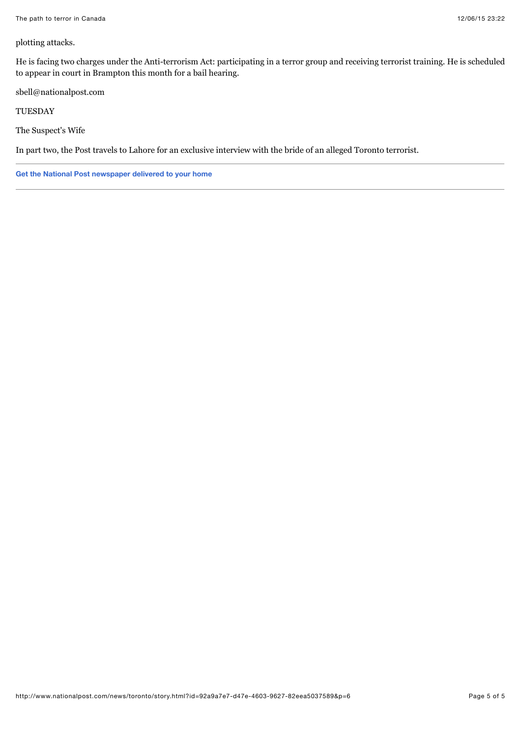plotting attacks.

He is facing two charges under the Anti-terrorism Act: participating in a terror group and receiving terrorist training. He is scheduled to appear in court in Brampton this month for a bail hearing.

sbell@nationalpost.com

TUESDAY

The Suspect's Wife

In part two, the Post travels to Lahore for an exclusive interview with the bride of an alleged Toronto terrorist.

---

**Get the National Post newspaper delivered to your home**

---